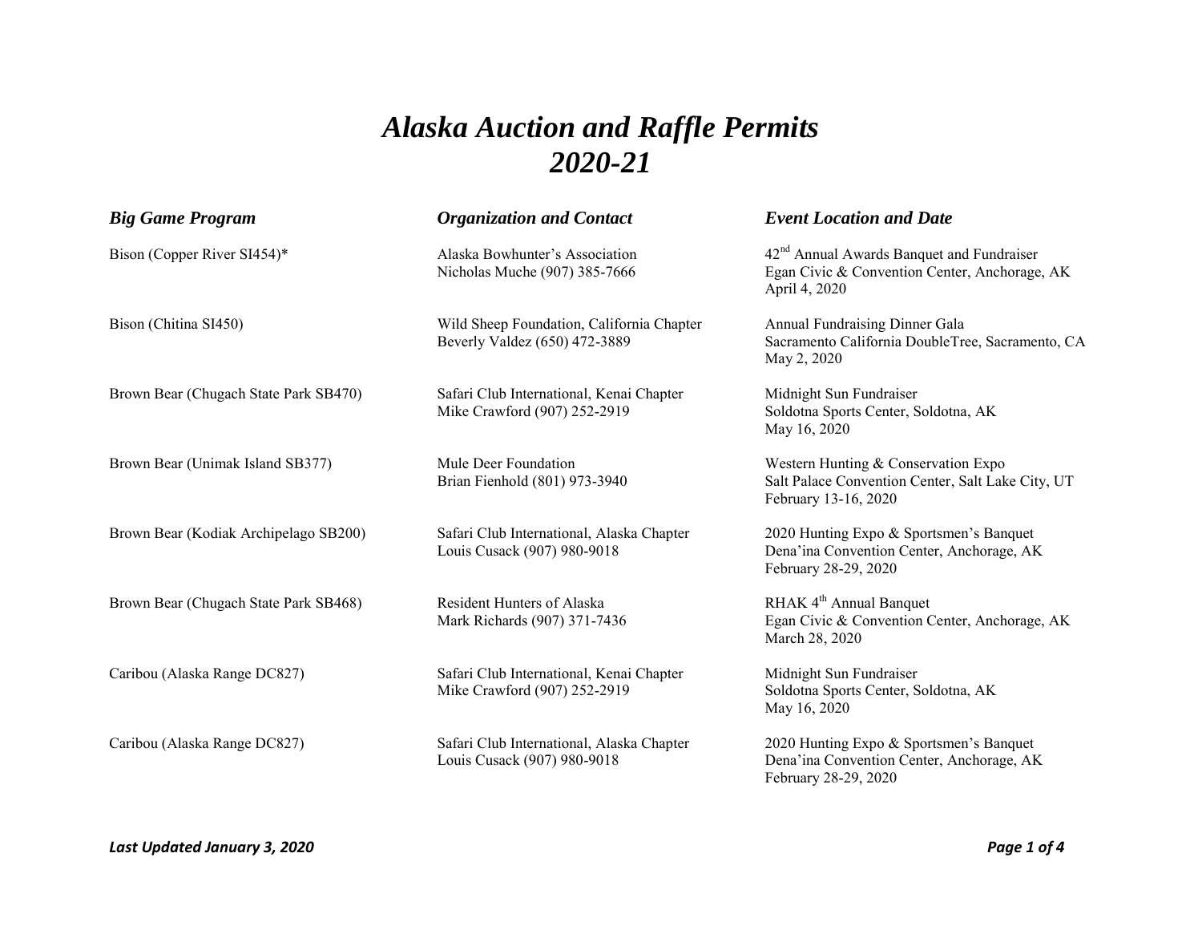# *Alaska Auction and Raffle Permits 2020-21*

| *Big Game Program* | *Organization and Contact* | *Event Location and Date* |
|---|---|---|
| Bison (Copper River SI454)* | Alaska Bowhunter's Association<br>Nicholas Muche (907) 385-7666 | 42nd Annual Awards Banquet and Fundraiser<br>Egan Civic & Convention Center, Anchorage, AK<br>April 4, 2020 |
| Bison (Chitina SI450) | Wild Sheep Foundation, California Chapter<br>Beverly Valdez (650) 472-3889 | Annual Fundraising Dinner Gala<br>Sacramento California DoubleTree, Sacramento, CA<br>May 2, 2020 |
| Brown Bear (Chugach State Park SB470) | Safari Club International, Kenai Chapter<br>Mike Crawford (907) 252-2919 | Midnight Sun Fundraiser<br>Soldotna Sports Center, Soldotna, AK<br>May 16, 2020 |
| Brown Bear (Unimak Island SB377) | Mule Deer Foundation<br>Brian Fienhold (801) 973-3940 | Western Hunting & Conservation Expo<br>Salt Palace Convention Center, Salt Lake City, UT<br>February 13-16, 2020 |
| Brown Bear (Kodiak Archipelago SB200) | Safari Club International, Alaska Chapter<br>Louis Cusack (907) 980-9018 | 2020 Hunting Expo & Sportsmen's Banquet<br>Dena'ina Convention Center, Anchorage, AK<br>February 28-29, 2020 |
| Brown Bear (Chugach State Park SB468) | Resident Hunters of Alaska<br>Mark Richards (907) 371-7436 | RHAK 4th Annual Banquet<br>Egan Civic & Convention Center, Anchorage, AK<br>March 28, 2020 |
| Caribou (Alaska Range DC827) | Safari Club International, Kenai Chapter<br>Mike Crawford (907) 252-2919 | Midnight Sun Fundraiser<br>Soldotna Sports Center, Soldotna, AK<br>May 16, 2020 |
| Caribou (Alaska Range DC827) | Safari Club International, Alaska Chapter<br>Louis Cusack (907) 980-9018 | 2020 Hunting Expo & Sportsmen's Banquet<br>Dena'ina Convention Center, Anchorage, AK<br>February 28-29, 2020 |

***Last Updated January 3, 2020***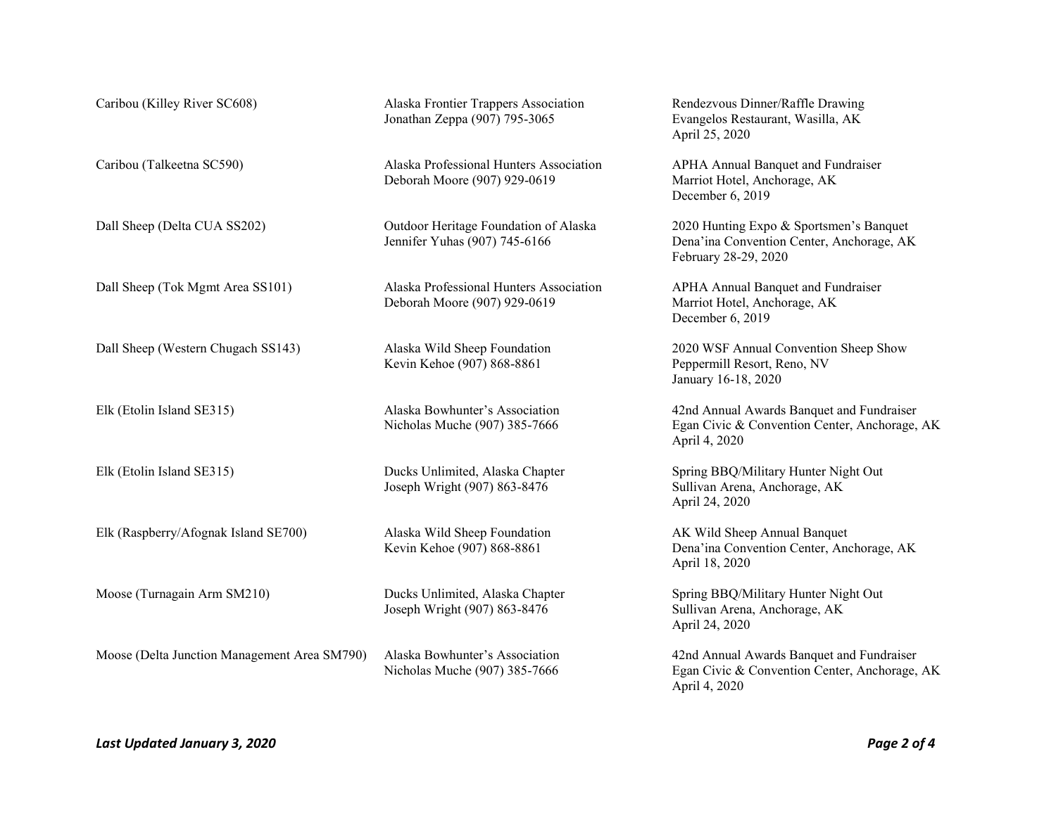| | | |
|---|---|---|
| Caribou (Killey River SC608) | Alaska Frontier Trappers Association<br>Jonathan Zeppa (907) 795-3065 | Rendezvous Dinner/Raffle Drawing<br>Evangelos Restaurant, Wasilla, AK<br>April 25, 2020 |
| Caribou (Talkeetna SC590) | Alaska Professional Hunters Association<br>Deborah Moore (907) 929-0619 | APHA Annual Banquet and Fundraiser<br>Marriot Hotel, Anchorage, AK<br>December 6, 2019 |
| Dall Sheep (Delta CUA SS202) | Outdoor Heritage Foundation of Alaska<br>Jennifer Yuhas (907) 745-6166 | 2020 Hunting Expo & Sportsmen's Banquet<br>Dena'ina Convention Center, Anchorage, AK<br>February 28-29, 2020 |
| Dall Sheep (Tok Mgmt Area SS101) | Alaska Professional Hunters Association<br>Deborah Moore (907) 929-0619 | APHA Annual Banquet and Fundraiser<br>Marriot Hotel, Anchorage, AK<br>December 6, 2019 |
| Dall Sheep (Western Chugach SS143) | Alaska Wild Sheep Foundation<br>Kevin Kehoe (907) 868-8861 | 2020 WSF Annual Convention Sheep Show<br>Peppermill Resort, Reno, NV<br>January 16-18, 2020 |
| Elk (Etolin Island SE315) | Alaska Bowhunter's Association<br>Nicholas Muche (907) 385-7666 | 42nd Annual Awards Banquet and Fundraiser<br>Egan Civic & Convention Center, Anchorage, AK<br>April 4, 2020 |
| Elk (Etolin Island SE315) | Ducks Unlimited, Alaska Chapter<br>Joseph Wright (907) 863-8476 | Spring BBQ/Military Hunter Night Out<br>Sullivan Arena, Anchorage, AK<br>April 24, 2020 |
| Elk (Raspberry/Afognak Island SE700) | Alaska Wild Sheep Foundation<br>Kevin Kehoe (907) 868-8861 | AK Wild Sheep Annual Banquet<br>Dena'ina Convention Center, Anchorage, AK<br>April 18, 2020 |
| Moose (Turnagain Arm SM210) | Ducks Unlimited, Alaska Chapter<br>Joseph Wright (907) 863-8476 | Spring BBQ/Military Hunter Night Out<br>Sullivan Arena, Anchorage, AK<br>April 24, 2020 |
| Moose (Delta Junction Management Area SM790) | Alaska Bowhunter's Association<br>Nicholas Muche (907) 385-7666 | 42nd Annual Awards Banquet and Fundraiser<br>Egan Civic & Convention Center, Anchorage, AK<br>April 4, 2020 |

*Last Updated January 3, 2020*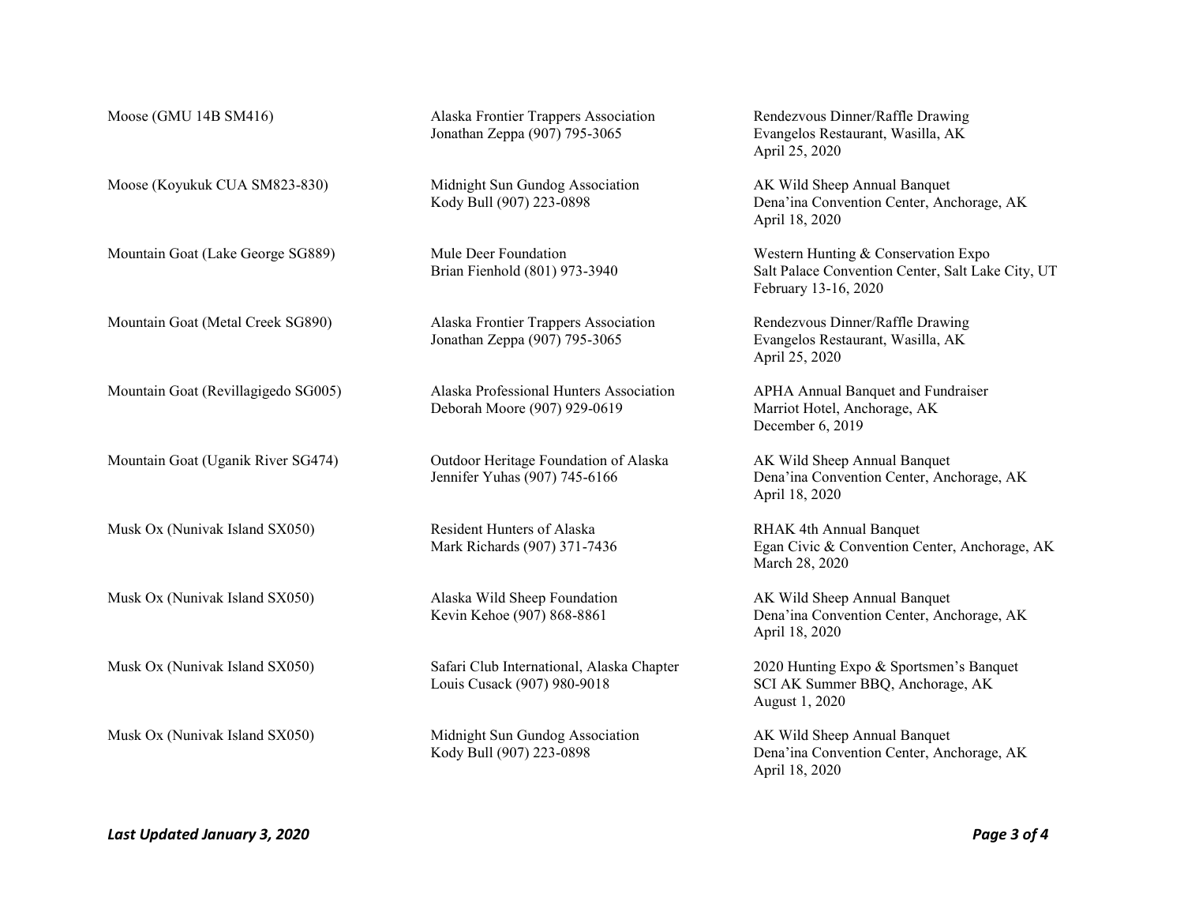| | | |
|---|---|---|
| Moose (GMU 14B SM416) | Alaska Frontier Trappers Association<br>Jonathan Zeppa (907) 795-3065 | Rendezvous Dinner/Raffle Drawing<br>Evangelos Restaurant, Wasilla, AK<br>April 25, 2020 |
| Moose (Koyukuk CUA SM823-830) | Midnight Sun Gundog Association<br>Kody Bull (907) 223-0898 | AK Wild Sheep Annual Banquet<br>Dena'ina Convention Center, Anchorage, AK<br>April 18, 2020 |
| Mountain Goat (Lake George SG889) | Mule Deer Foundation<br>Brian Fienhold (801) 973-3940 | Western Hunting & Conservation Expo<br>Salt Palace Convention Center, Salt Lake City, UT<br>February 13-16, 2020 |
| Mountain Goat (Metal Creek SG890) | Alaska Frontier Trappers Association<br>Jonathan Zeppa (907) 795-3065 | Rendezvous Dinner/Raffle Drawing<br>Evangelos Restaurant, Wasilla, AK<br>April 25, 2020 |
| Mountain Goat (Revillagigedo SG005) | Alaska Professional Hunters Association<br>Deborah Moore (907) 929-0619 | APHA Annual Banquet and Fundraiser<br>Marriot Hotel, Anchorage, AK<br>December 6, 2019 |
| Mountain Goat (Uganik River SG474) | Outdoor Heritage Foundation of Alaska<br>Jennifer Yuhas (907) 745-6166 | AK Wild Sheep Annual Banquet<br>Dena'ina Convention Center, Anchorage, AK<br>April 18, 2020 |
| Musk Ox (Nunivak Island SX050) | Resident Hunters of Alaska<br>Mark Richards (907) 371-7436 | RHAK 4th Annual Banquet<br>Egan Civic & Convention Center, Anchorage, AK<br>March 28, 2020 |
| Musk Ox (Nunivak Island SX050) | Alaska Wild Sheep Foundation<br>Kevin Kehoe (907) 868-8861 | AK Wild Sheep Annual Banquet<br>Dena'ina Convention Center, Anchorage, AK<br>April 18, 2020 |
| Musk Ox (Nunivak Island SX050) | Safari Club International, Alaska Chapter<br>Louis Cusack (907) 980-9018 | 2020 Hunting Expo & Sportsmen's Banquet<br>SCI AK Summer BBQ, Anchorage, AK<br>August 1, 2020 |
| Musk Ox (Nunivak Island SX050) | Midnight Sun Gundog Association<br>Kody Bull (907) 223-0898 | AK Wild Sheep Annual Banquet<br>Dena'ina Convention Center, Anchorage, AK<br>April 18, 2020 |

***Last Updated January 3, 2020***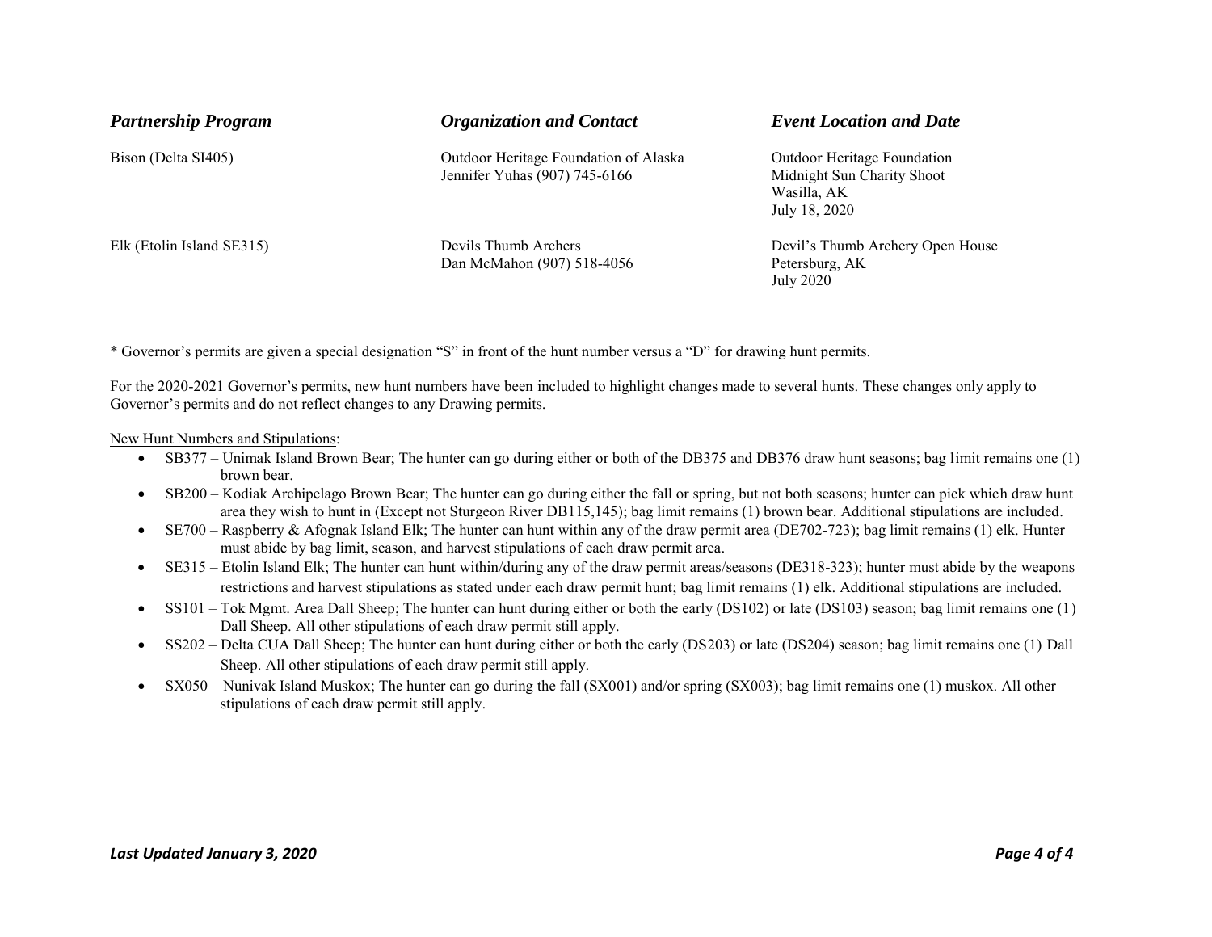| *Partnership Program* | *Organization and Contact* | *Event Location and Date* |
| --- | --- | --- |
| Bison (Delta SI405) | Outdoor Heritage Foundation of Alaska<br>Jennifer Yuhas (907) 745-6166 | Outdoor Heritage Foundation<br>Midnight Sun Charity Shoot<br>Wasilla, AK<br>July 18, 2020 |
| Elk (Etolin Island SE315) | Devils Thumb Archers<br>Dan McMahon (907) 518-4056 | Devil's Thumb Archery Open House<br>Petersburg, AK<br>July 2020 |

* Governor's permits are given a special designation "S" in front of the hunt number versus a "D" for drawing hunt permits.

For the 2020-2021 Governor's permits, new hunt numbers have been included to highlight changes made to several hunts. These changes only apply to Governor's permits and do not reflect changes to any Drawing permits.

New Hunt Numbers and Stipulations:

- SB377 – Unimak Island Brown Bear; The hunter can go during either or both of the DB375 and DB376 draw hunt seasons; bag limit remains one (1) brown bear.
- SB200 – Kodiak Archipelago Brown Bear; The hunter can go during either the fall or spring, but not both seasons; hunter can pick which draw hunt area they wish to hunt in (Except not Sturgeon River DB115,145); bag limit remains (1) brown bear. Additional stipulations are included.
- SE700 – Raspberry & Afognak Island Elk; The hunter can hunt within any of the draw permit area (DE702-723); bag limit remains (1) elk. Hunter must abide by bag limit, season, and harvest stipulations of each draw permit area.
- SE315 – Etolin Island Elk; The hunter can hunt within/during any of the draw permit areas/seasons (DE318-323); hunter must abide by the weapons restrictions and harvest stipulations as stated under each draw permit hunt; bag limit remains (1) elk. Additional stipulations are included.
- SS101 – Tok Mgmt. Area Dall Sheep; The hunter can hunt during either or both the early (DS102) or late (DS103) season; bag limit remains one (1) Dall Sheep. All other stipulations of each draw permit still apply.
- SS202 – Delta CUA Dall Sheep; The hunter can hunt during either or both the early (DS203) or late (DS204) season; bag limit remains one (1) Dall Sheep. All other stipulations of each draw permit still apply.
- SX050 – Nunivak Island Muskox; The hunter can go during the fall (SX001) and/or spring (SX003); bag limit remains one (1) muskox. All other stipulations of each draw permit still apply.

***Last Updated January 3, 2020***